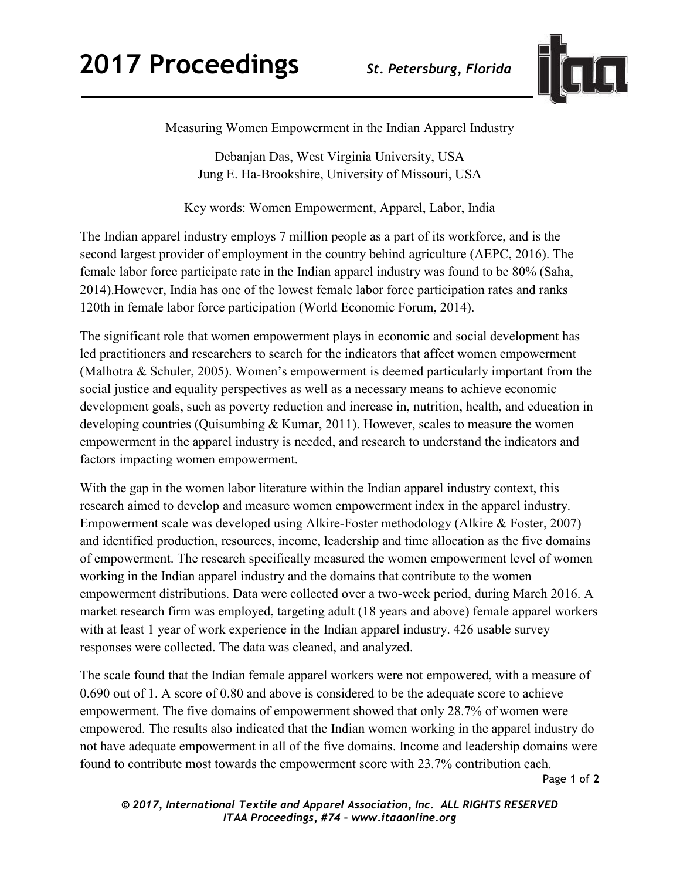Measuring Women Empowerment in the Indian Apparel Industry

Debanjan Das, West Virginia University, USA
Jung E. Ha-Brookshire, University of Missouri, USA

Key words: Women Empowerment, Apparel, Labor, India

The Indian apparel industry employs 7 million people as a part of its workforce, and is the second largest provider of employment in the country behind agriculture (AEPC, 2016). The female labor force participate rate in the Indian apparel industry was found to be 80% (Saha, 2014).However, India has one of the lowest female labor force participation rates and ranks 120th in female labor force participation (World Economic Forum, 2014).

The significant role that women empowerment plays in economic and social development has led practitioners and researchers to search for the indicators that affect women empowerment (Malhotra & Schuler, 2005). Women's empowerment is deemed particularly important from the social justice and equality perspectives as well as a necessary means to achieve economic development goals, such as poverty reduction and increase in, nutrition, health, and education in developing countries (Quisumbing & Kumar, 2011). However, scales to measure the women empowerment in the apparel industry is needed, and research to understand the indicators and factors impacting women empowerment.

With the gap in the women labor literature within the Indian apparel industry context, this research aimed to develop and measure women empowerment index in the apparel industry. Empowerment scale was developed using Alkire-Foster methodology (Alkire & Foster, 2007) and identified production, resources, income, leadership and time allocation as the five domains of empowerment. The research specifically measured the women empowerment level of women working in the Indian apparel industry and the domains that contribute to the women empowerment distributions. Data were collected over a two-week period, during March 2016. A market research firm was employed, targeting adult (18 years and above) female apparel workers with at least 1 year of work experience in the Indian apparel industry. 426 usable survey responses were collected. The data was cleaned, and analyzed.

The scale found that the Indian female apparel workers were not empowered, with a measure of 0.690 out of 1. A score of 0.80 and above is considered to be the adequate score to achieve empowerment. The five domains of empowerment showed that only 28.7% of women were empowered. The results also indicated that the Indian women working in the apparel industry do not have adequate empowerment in all of the five domains. Income and leadership domains were found to contribute most towards the empowerment score with 23.7% contribution each.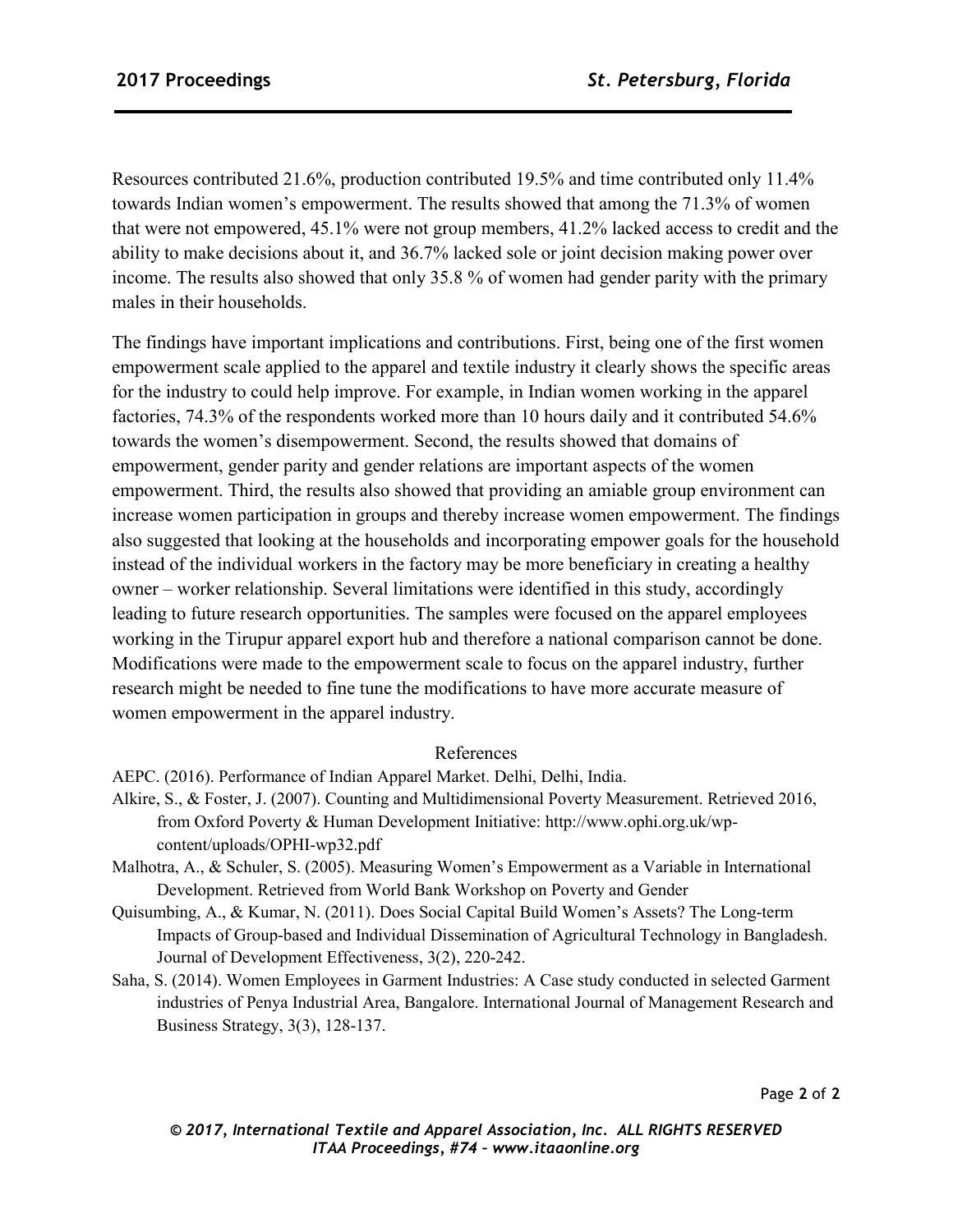Resources contributed 21.6%, production contributed 19.5% and time contributed only 11.4% towards Indian women's empowerment. The results showed that among the 71.3% of women that were not empowered, 45.1% were not group members, 41.2% lacked access to credit and the ability to make decisions about it, and 36.7% lacked sole or joint decision making power over income. The results also showed that only 35.8 % of women had gender parity with the primary males in their households.

The findings have important implications and contributions. First, being one of the first women empowerment scale applied to the apparel and textile industry it clearly shows the specific areas for the industry to could help improve. For example, in Indian women working in the apparel factories, 74.3% of the respondents worked more than 10 hours daily and it contributed 54.6% towards the women's disempowerment. Second, the results showed that domains of empowerment, gender parity and gender relations are important aspects of the women empowerment. Third, the results also showed that providing an amiable group environment can increase women participation in groups and thereby increase women empowerment. The findings also suggested that looking at the households and incorporating empower goals for the household instead of the individual workers in the factory may be more beneficiary in creating a healthy owner – worker relationship. Several limitations were identified in this study, accordingly leading to future research opportunities. The samples were focused on the apparel employees working in the Tirupur apparel export hub and therefore a national comparison cannot be done. Modifications were made to the empowerment scale to focus on the apparel industry, further research might be needed to fine tune the modifications to have more accurate measure of women empowerment in the apparel industry.

## References

AEPC. (2016). Performance of Indian Apparel Market. Delhi, Delhi, India.

Alkire, S., & Foster, J. (2007). Counting and Multidimensional Poverty Measurement. Retrieved 2016, from Oxford Poverty & Human Development Initiative: http://www.ophi.org.uk/wp-content/uploads/OPHI-wp32.pdf

Malhotra, A., & Schuler, S. (2005). Measuring Women's Empowerment as a Variable in International Development. Retrieved from World Bank Workshop on Poverty and Gender

Quisumbing, A., & Kumar, N. (2011). Does Social Capital Build Women's Assets? The Long-term Impacts of Group-based and Individual Dissemination of Agricultural Technology in Bangladesh. Journal of Development Effectiveness, 3(2), 220-242.

Saha, S. (2014). Women Employees in Garment Industries: A Case study conducted in selected Garment industries of Penya Industrial Area, Bangalore. International Journal of Management Research and Business Strategy, 3(3), 128-137.